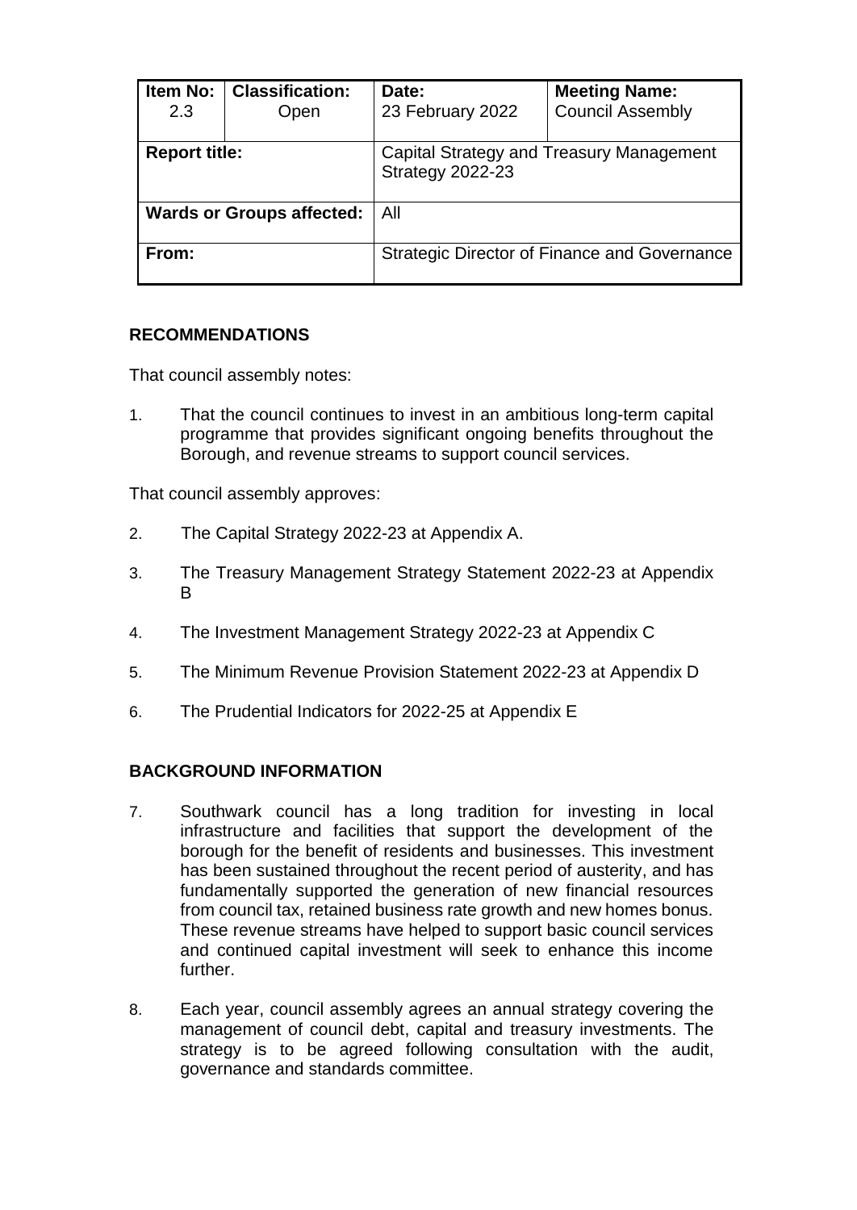| Item No: 2.3 | Classification: Open | Date: 23 February 2022 | Meeting Name: Council Assembly |
|---|---|---|---|
| **Report title:** | | Capital Strategy and Treasury Management Strategy 2022-23 | |
| **Wards or Groups affected:** | | All | |
| **From:** | | Strategic Director of Finance and Governance | |

## RECOMMENDATIONS

That council assembly notes:

1. That the council continues to invest in an ambitious long-term capital programme that provides significant ongoing benefits throughout the Borough, and revenue streams to support council services.

That council assembly approves:

2. The Capital Strategy 2022-23 at Appendix A.

3. The Treasury Management Strategy Statement 2022-23 at Appendix B

4. The Investment Management Strategy 2022-23 at Appendix C

5. The Minimum Revenue Provision Statement 2022-23 at Appendix D

6. The Prudential Indicators for 2022-25 at Appendix E

## BACKGROUND INFORMATION

7. Southwark council has a long tradition for investing in local infrastructure and facilities that support the development of the borough for the benefit of residents and businesses. This investment has been sustained throughout the recent period of austerity, and has fundamentally supported the generation of new financial resources from council tax, retained business rate growth and new homes bonus. These revenue streams have helped to support basic council services and continued capital investment will seek to enhance this income further.

8. Each year, council assembly agrees an annual strategy covering the management of council debt, capital and treasury investments. The strategy is to be agreed following consultation with the audit, governance and standards committee.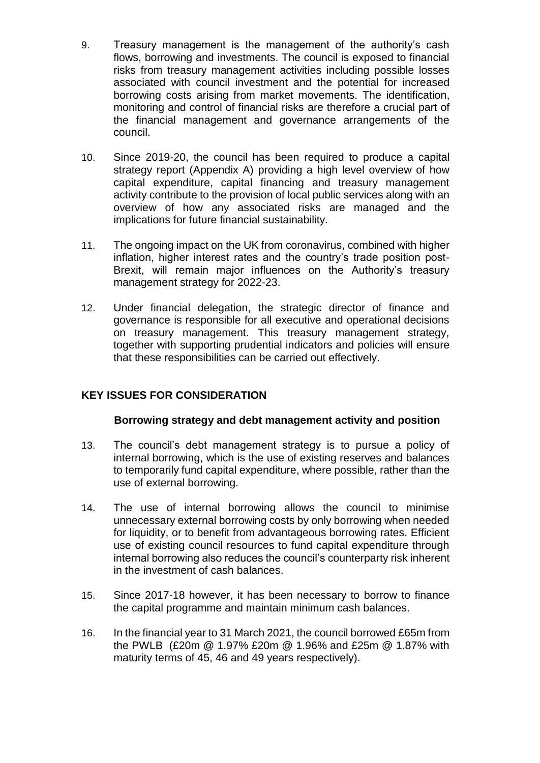9. Treasury management is the management of the authority's cash flows, borrowing and investments. The council is exposed to financial risks from treasury management activities including possible losses associated with council investment and the potential for increased borrowing costs arising from market movements. The identification, monitoring and control of financial risks are therefore a crucial part of the financial management and governance arrangements of the council.

10. Since 2019-20, the council has been required to produce a capital strategy report (Appendix A) providing a high level overview of how capital expenditure, capital financing and treasury management activity contribute to the provision of local public services along with an overview of how any associated risks are managed and the implications for future financial sustainability.

11. The ongoing impact on the UK from coronavirus, combined with higher inflation, higher interest rates and the country's trade position post-Brexit, will remain major influences on the Authority's treasury management strategy for 2022-23.

12. Under financial delegation, the strategic director of finance and governance is responsible for all executive and operational decisions on treasury management. This treasury management strategy, together with supporting prudential indicators and policies will ensure that these responsibilities can be carried out effectively.

## KEY ISSUES FOR CONSIDERATION

### Borrowing strategy and debt management activity and position

13. The council's debt management strategy is to pursue a policy of internal borrowing, which is the use of existing reserves and balances to temporarily fund capital expenditure, where possible, rather than the use of external borrowing.

14. The use of internal borrowing allows the council to minimise unnecessary external borrowing costs by only borrowing when needed for liquidity, or to benefit from advantageous borrowing rates. Efficient use of existing council resources to fund capital expenditure through internal borrowing also reduces the council's counterparty risk inherent in the investment of cash balances.

15. Since 2017-18 however, it has been necessary to borrow to finance the capital programme and maintain minimum cash balances.

16. In the financial year to 31 March 2021, the council borrowed £65m from the PWLB (£20m @ 1.97% £20m @ 1.96% and £25m @ 1.87% with maturity terms of 45, 46 and 49 years respectively).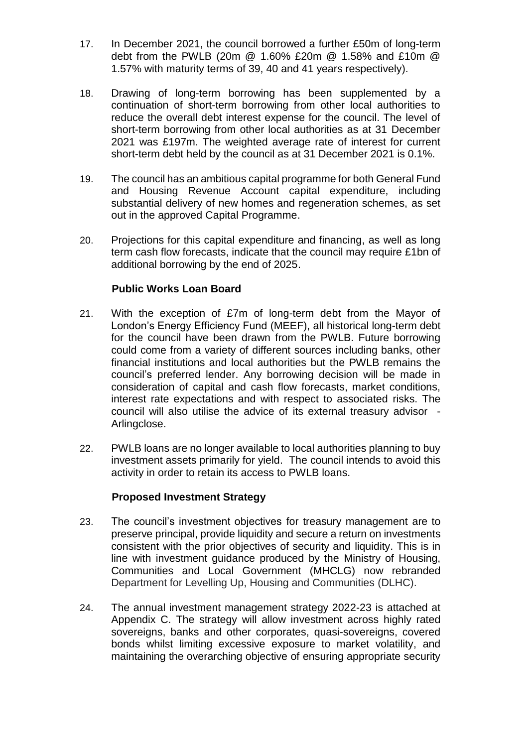17. In December 2021, the council borrowed a further £50m of long-term debt from the PWLB (20m @ 1.60% £20m @ 1.58% and £10m @ 1.57% with maturity terms of 39, 40 and 41 years respectively).

18. Drawing of long-term borrowing has been supplemented by a continuation of short-term borrowing from other local authorities to reduce the overall debt interest expense for the council. The level of short-term borrowing from other local authorities as at 31 December 2021 was £197m. The weighted average rate of interest for current short-term debt held by the council as at 31 December 2021 is 0.1%.

19. The council has an ambitious capital programme for both General Fund and Housing Revenue Account capital expenditure, including substantial delivery of new homes and regeneration schemes, as set out in the approved Capital Programme.

20. Projections for this capital expenditure and financing, as well as long term cash flow forecasts, indicate that the council may require £1bn of additional borrowing by the end of 2025.

**Public Works Loan Board**

21. With the exception of £7m of long-term debt from the Mayor of London's Energy Efficiency Fund (MEEF), all historical long-term debt for the council have been drawn from the PWLB. Future borrowing could come from a variety of different sources including banks, other financial institutions and local authorities but the PWLB remains the council's preferred lender. Any borrowing decision will be made in consideration of capital and cash flow forecasts, market conditions, interest rate expectations and with respect to associated risks. The council will also utilise the advice of its external treasury advisor - Arlingclose.

22. PWLB loans are no longer available to local authorities planning to buy investment assets primarily for yield. The council intends to avoid this activity in order to retain its access to PWLB loans.

**Proposed Investment Strategy**

23. The council's investment objectives for treasury management are to preserve principal, provide liquidity and secure a return on investments consistent with the prior objectives of security and liquidity. This is in line with investment guidance produced by the Ministry of Housing, Communities and Local Government (MHCLG) now rebranded Department for Levelling Up, Housing and Communities (DLHC).

24. The annual investment management strategy 2022-23 is attached at Appendix C. The strategy will allow investment across highly rated sovereigns, banks and other corporates, quasi-sovereigns, covered bonds whilst limiting excessive exposure to market volatility, and maintaining the overarching objective of ensuring appropriate security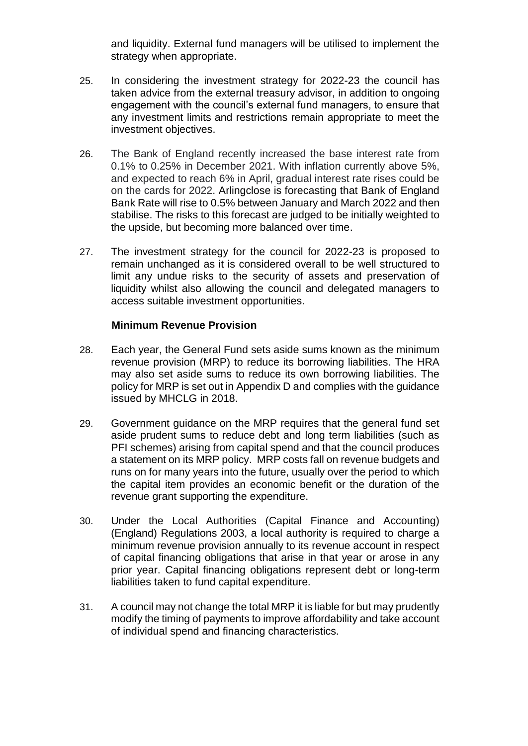and liquidity. External fund managers will be utilised to implement the strategy when appropriate.

25. In considering the investment strategy for 2022-23 the council has taken advice from the external treasury advisor, in addition to ongoing engagement with the council's external fund managers, to ensure that any investment limits and restrictions remain appropriate to meet the investment objectives.

26. The Bank of England recently increased the base interest rate from 0.1% to 0.25% in December 2021. With inflation currently above 5%, and expected to reach 6% in April, gradual interest rate rises could be on the cards for 2022. Arlingclose is forecasting that Bank of England Bank Rate will rise to 0.5% between January and March 2022 and then stabilise. The risks to this forecast are judged to be initially weighted to the upside, but becoming more balanced over time.

27. The investment strategy for the council for 2022-23 is proposed to remain unchanged as it is considered overall to be well structured to limit any undue risks to the security of assets and preservation of liquidity whilst also allowing the council and delegated managers to access suitable investment opportunities.

### Minimum Revenue Provision

28. Each year, the General Fund sets aside sums known as the minimum revenue provision (MRP) to reduce its borrowing liabilities. The HRA may also set aside sums to reduce its own borrowing liabilities. The policy for MRP is set out in Appendix D and complies with the guidance issued by MHCLG in 2018.

29. Government guidance on the MRP requires that the general fund set aside prudent sums to reduce debt and long term liabilities (such as PFI schemes) arising from capital spend and that the council produces a statement on its MRP policy. MRP costs fall on revenue budgets and runs on for many years into the future, usually over the period to which the capital item provides an economic benefit or the duration of the revenue grant supporting the expenditure.

30. Under the Local Authorities (Capital Finance and Accounting) (England) Regulations 2003, a local authority is required to charge a minimum revenue provision annually to its revenue account in respect of capital financing obligations that arise in that year or arose in any prior year. Capital financing obligations represent debt or long-term liabilities taken to fund capital expenditure.

31. A council may not change the total MRP it is liable for but may prudently modify the timing of payments to improve affordability and take account of individual spend and financing characteristics.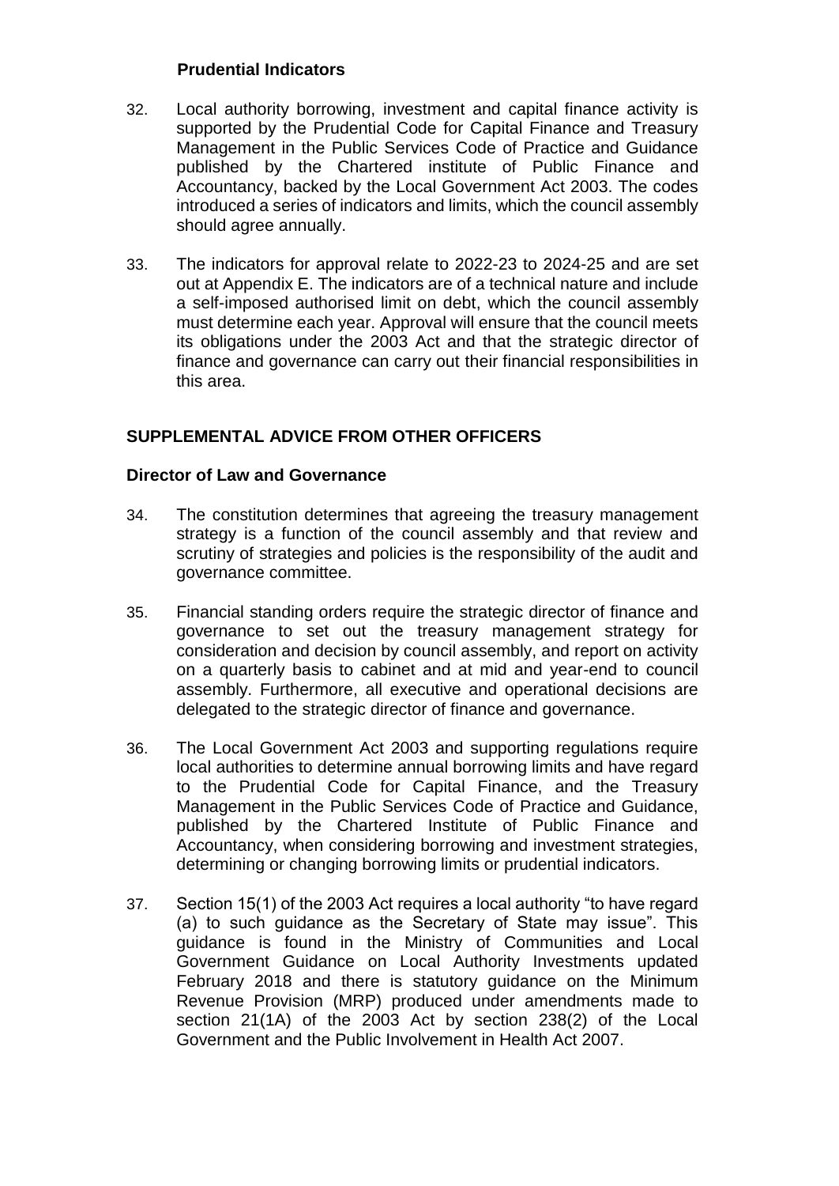### Prudential Indicators

32. Local authority borrowing, investment and capital finance activity is supported by the Prudential Code for Capital Finance and Treasury Management in the Public Services Code of Practice and Guidance published by the Chartered institute of Public Finance and Accountancy, backed by the Local Government Act 2003. The codes introduced a series of indicators and limits, which the council assembly should agree annually.

33. The indicators for approval relate to 2022-23 to 2024-25 and are set out at Appendix E. The indicators are of a technical nature and include a self-imposed authorised limit on debt, which the council assembly must determine each year. Approval will ensure that the council meets its obligations under the 2003 Act and that the strategic director of finance and governance can carry out their financial responsibilities in this area.

## SUPPLEMENTAL ADVICE FROM OTHER OFFICERS

### Director of Law and Governance

34. The constitution determines that agreeing the treasury management strategy is a function of the council assembly and that review and scrutiny of strategies and policies is the responsibility of the audit and governance committee.

35. Financial standing orders require the strategic director of finance and governance to set out the treasury management strategy for consideration and decision by council assembly, and report on activity on a quarterly basis to cabinet and at mid and year-end to council assembly. Furthermore, all executive and operational decisions are delegated to the strategic director of finance and governance.

36. The Local Government Act 2003 and supporting regulations require local authorities to determine annual borrowing limits and have regard to the Prudential Code for Capital Finance, and the Treasury Management in the Public Services Code of Practice and Guidance, published by the Chartered Institute of Public Finance and Accountancy, when considering borrowing and investment strategies, determining or changing borrowing limits or prudential indicators.

37. Section 15(1) of the 2003 Act requires a local authority "to have regard (a) to such guidance as the Secretary of State may issue". This guidance is found in the Ministry of Communities and Local Government Guidance on Local Authority Investments updated February 2018 and there is statutory guidance on the Minimum Revenue Provision (MRP) produced under amendments made to section 21(1A) of the 2003 Act by section 238(2) of the Local Government and the Public Involvement in Health Act 2007.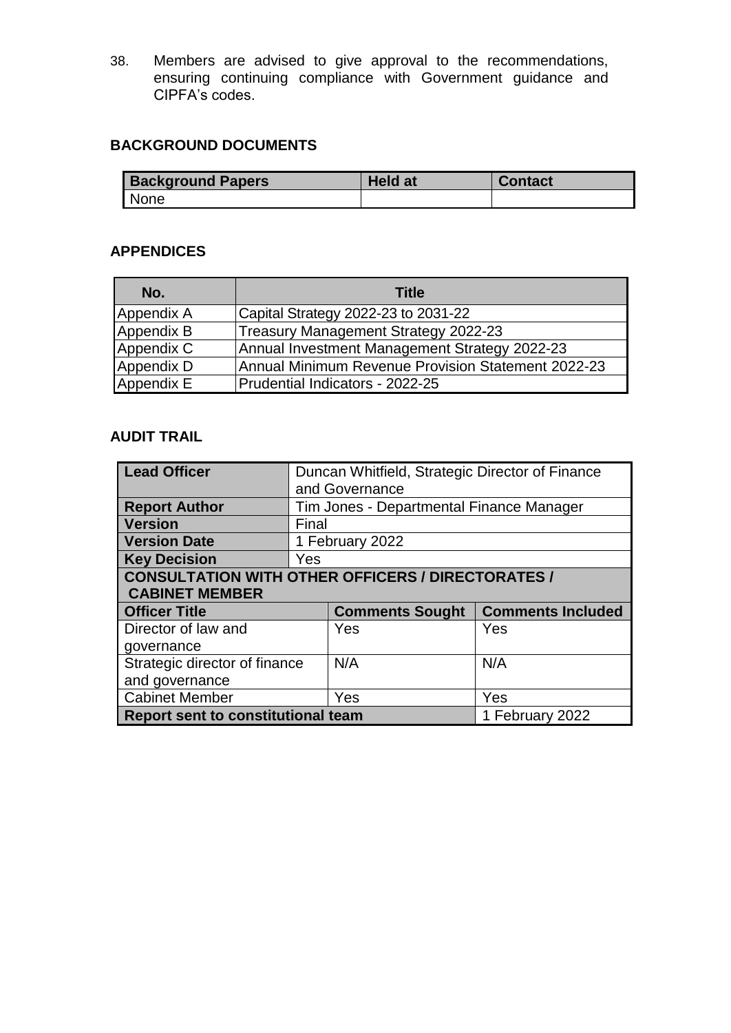38. Members are advised to give approval to the recommendations, ensuring continuing compliance with Government guidance and CIPFA's codes.

## BACKGROUND DOCUMENTS

| Background Papers | Held at | Contact |
|---|---|---|
| None | | |

## APPENDICES

| No. | Title |
|---|---|
| Appendix A | Capital Strategy 2022-23 to 2031-22 |
| Appendix B | Treasury Management Strategy 2022-23 |
| Appendix C | Annual Investment Management Strategy 2022-23 |
| Appendix D | Annual Minimum Revenue Provision Statement 2022-23 |
| Appendix E | Prudential Indicators - 2022-25 |

## AUDIT TRAIL

| | | |
|---|---|---|
| **Lead Officer** | Duncan Whitfield, Strategic Director of Finance and Governance | |
| **Report Author** | Tim Jones - Departmental Finance Manager | |
| **Version** | Final | |
| **Version Date** | 1 February 2022 | |
| **Key Decision** | Yes | |
| **CONSULTATION WITH OTHER OFFICERS / DIRECTORATES / CABINET MEMBER** | | |
| **Officer Title** | **Comments Sought** | **Comments Included** |
| Director of law and governance | Yes | Yes |
| Strategic director of finance and governance | N/A | N/A |
| Cabinet Member | Yes | Yes |
| **Report sent to constitutional team** | | 1 February 2022 |